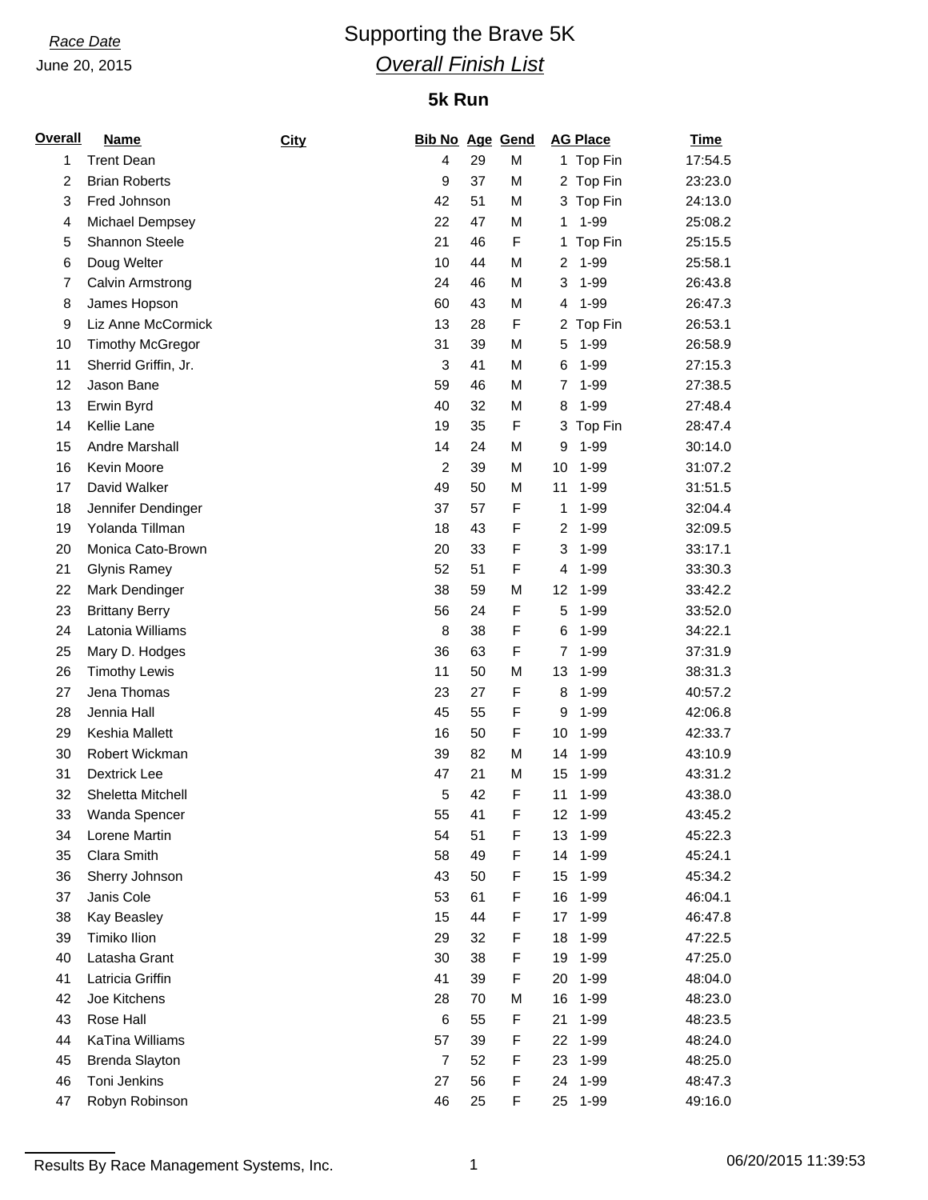*Race Date*

June 20, 2015

# Supporting the Brave 5K

## *Overall Finish List*

### 5k Run

| Overall | Name | City | Bib No | Age | Gend | AG Place | Time |
|---|---|---|---|---|---|---|---|
| 1 | Trent Dean | | 4 | 29 | M | 1 Top Fin | 17:54.5 |
| 2 | Brian Roberts | | 9 | 37 | M | 2 Top Fin | 23:23.0 |
| 3 | Fred Johnson | | 42 | 51 | M | 3 Top Fin | 24:13.0 |
| 4 | Michael Dempsey | | 22 | 47 | M | 1 1-99 | 25:08.2 |
| 5 | Shannon Steele | | 21 | 46 | F | 1 Top Fin | 25:15.5 |
| 6 | Doug Welter | | 10 | 44 | M | 2 1-99 | 25:58.1 |
| 7 | Calvin Armstrong | | 24 | 46 | M | 3 1-99 | 26:43.8 |
| 8 | James Hopson | | 60 | 43 | M | 4 1-99 | 26:47.3 |
| 9 | Liz Anne McCormick | | 13 | 28 | F | 2 Top Fin | 26:53.1 |
| 10 | Timothy McGregor | | 31 | 39 | M | 5 1-99 | 26:58.9 |
| 11 | Sherrid Griffin, Jr. | | 3 | 41 | M | 6 1-99 | 27:15.3 |
| 12 | Jason Bane | | 59 | 46 | M | 7 1-99 | 27:38.5 |
| 13 | Erwin Byrd | | 40 | 32 | M | 8 1-99 | 27:48.4 |
| 14 | Kellie Lane | | 19 | 35 | F | 3 Top Fin | 28:47.4 |
| 15 | Andre Marshall | | 14 | 24 | M | 9 1-99 | 30:14.0 |
| 16 | Kevin Moore | | 2 | 39 | M | 10 1-99 | 31:07.2 |
| 17 | David Walker | | 49 | 50 | M | 11 1-99 | 31:51.5 |
| 18 | Jennifer Dendinger | | 37 | 57 | F | 1 1-99 | 32:04.4 |
| 19 | Yolanda Tillman | | 18 | 43 | F | 2 1-99 | 32:09.5 |
| 20 | Monica Cato-Brown | | 20 | 33 | F | 3 1-99 | 33:17.1 |
| 21 | Glynis Ramey | | 52 | 51 | F | 4 1-99 | 33:30.3 |
| 22 | Mark Dendinger | | 38 | 59 | M | 12 1-99 | 33:42.2 |
| 23 | Brittany Berry | | 56 | 24 | F | 5 1-99 | 33:52.0 |
| 24 | Latonia Williams | | 8 | 38 | F | 6 1-99 | 34:22.1 |
| 25 | Mary D. Hodges | | 36 | 63 | F | 7 1-99 | 37:31.9 |
| 26 | Timothy Lewis | | 11 | 50 | M | 13 1-99 | 38:31.3 |
| 27 | Jena Thomas | | 23 | 27 | F | 8 1-99 | 40:57.2 |
| 28 | Jennia Hall | | 45 | 55 | F | 9 1-99 | 42:06.8 |
| 29 | Keshia Mallett | | 16 | 50 | F | 10 1-99 | 42:33.7 |
| 30 | Robert Wickman | | 39 | 82 | M | 14 1-99 | 43:10.9 |
| 31 | Dextrick Lee | | 47 | 21 | M | 15 1-99 | 43:31.2 |
| 32 | Sheletta Mitchell | | 5 | 42 | F | 11 1-99 | 43:38.0 |
| 33 | Wanda Spencer | | 55 | 41 | F | 12 1-99 | 43:45.2 |
| 34 | Lorene Martin | | 54 | 51 | F | 13 1-99 | 45:22.3 |
| 35 | Clara Smith | | 58 | 49 | F | 14 1-99 | 45:24.1 |
| 36 | Sherry Johnson | | 43 | 50 | F | 15 1-99 | 45:34.2 |
| 37 | Janis Cole | | 53 | 61 | F | 16 1-99 | 46:04.1 |
| 38 | Kay Beasley | | 15 | 44 | F | 17 1-99 | 46:47.8 |
| 39 | Timiko Ilion | | 29 | 32 | F | 18 1-99 | 47:22.5 |
| 40 | Latasha Grant | | 30 | 38 | F | 19 1-99 | 47:25.0 |
| 41 | Latricia Griffin | | 41 | 39 | F | 20 1-99 | 48:04.0 |
| 42 | Joe Kitchens | | 28 | 70 | M | 16 1-99 | 48:23.0 |
| 43 | Rose Hall | | 6 | 55 | F | 21 1-99 | 48:23.5 |
| 44 | KaTina Williams | | 57 | 39 | F | 22 1-99 | 48:24.0 |
| 45 | Brenda Slayton | | 7 | 52 | F | 23 1-99 | 48:25.0 |
| 46 | Toni Jenkins | | 27 | 56 | F | 24 1-99 | 48:47.3 |
| 47 | Robyn Robinson | | 46 | 25 | F | 25 1-99 | 49:16.0 |

Results By Race Management Systems, Inc. 06/20/2015 11:39:53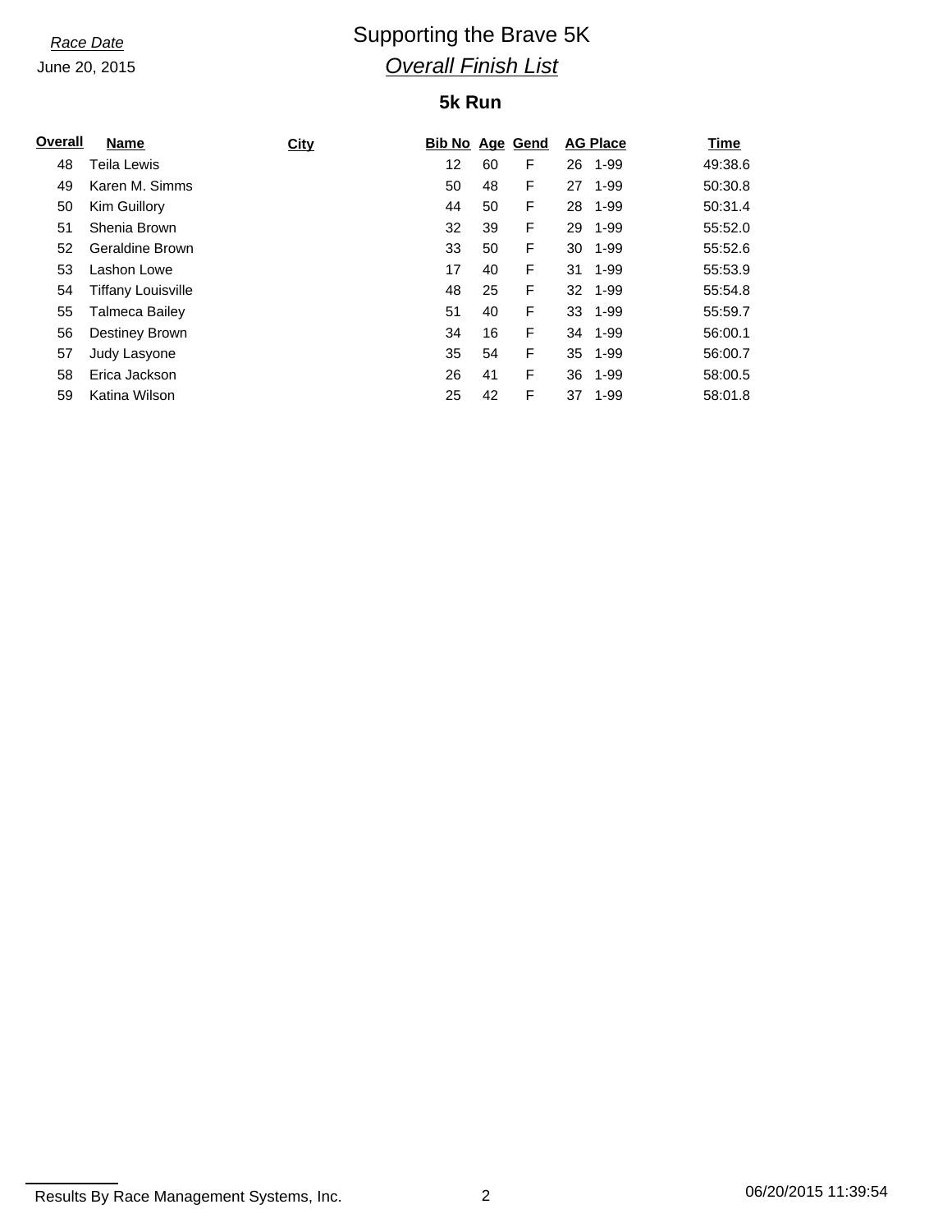*Race Date*

June 20, 2015

# Supporting the Brave 5K

## *Overall Finish List*

### 5k Run

| Overall | Name | City | Bib No | Age | Gend | AG Place | | Time |
|---|---|---|---|---|---|---|---|---|
| 48 | Teila Lewis | | 12 | 60 | F | 26 | 1-99 | 49:38.6 |
| 49 | Karen M. Simms | | 50 | 48 | F | 27 | 1-99 | 50:30.8 |
| 50 | Kim Guillory | | 44 | 50 | F | 28 | 1-99 | 50:31.4 |
| 51 | Shenia Brown | | 32 | 39 | F | 29 | 1-99 | 55:52.0 |
| 52 | Geraldine Brown | | 33 | 50 | F | 30 | 1-99 | 55:52.6 |
| 53 | Lashon Lowe | | 17 | 40 | F | 31 | 1-99 | 55:53.9 |
| 54 | Tiffany Louisville | | 48 | 25 | F | 32 | 1-99 | 55:54.8 |
| 55 | Talmeca Bailey | | 51 | 40 | F | 33 | 1-99 | 55:59.7 |
| 56 | Destiney Brown | | 34 | 16 | F | 34 | 1-99 | 56:00.1 |
| 57 | Judy Lasyone | | 35 | 54 | F | 35 | 1-99 | 56:00.7 |
| 58 | Erica Jackson | | 26 | 41 | F | 36 | 1-99 | 58:00.5 |
| 59 | Katina Wilson | | 25 | 42 | F | 37 | 1-99 | 58:01.8 |

Results By Race Management Systems, Inc.

06/20/2015 11:39:54